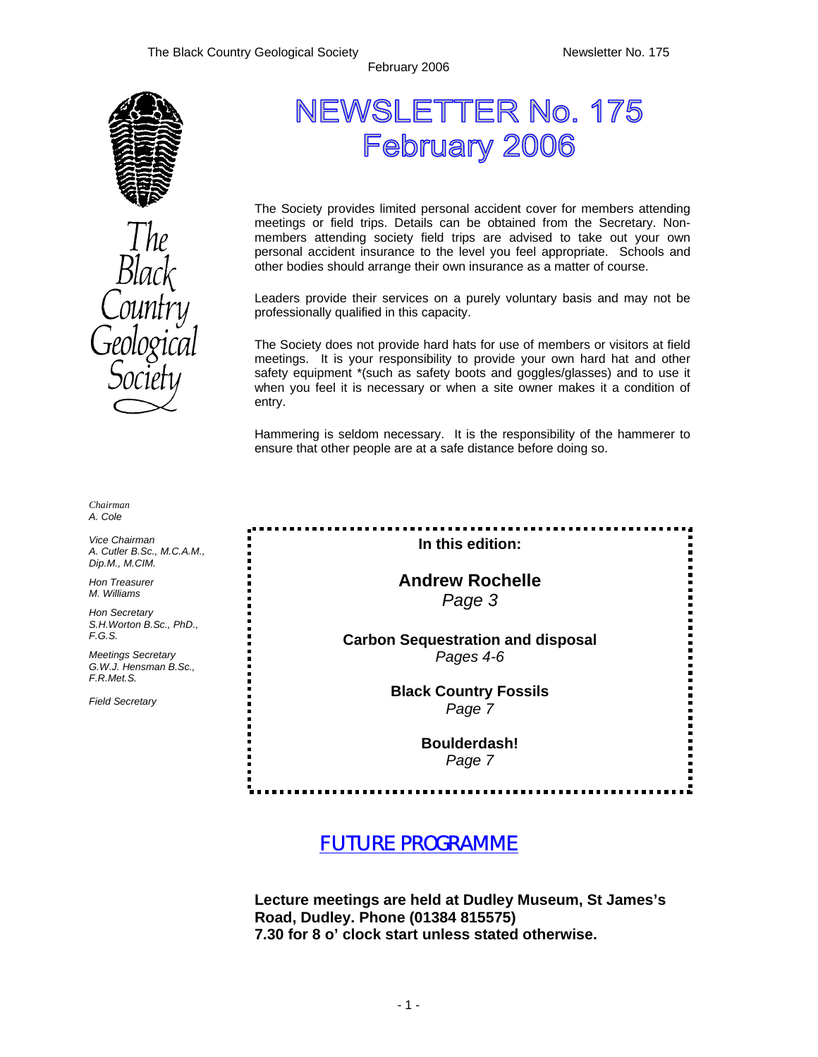# NEWSLETTER No. 175 February 2006

The Society provides limited personal accident cover for members attending meetings or field trips. Details can be obtained from the Secretary. Non-members attending society field trips are advised to take out your own personal accident insurance to the level you feel appropriate. Schools and other bodies should arrange their own insurance as a matter of course.

Leaders provide their services on a purely voluntary basis and may not be professionally qualified in this capacity.

The Society does not provide hard hats for use of members or visitors at field meetings. It is your responsibility to provide your own hard hat and other safety equipment *(such as safety boots and goggles/glasses) and to use it when you feel it is necessary or when a site owner makes it a condition of entry.

Hammering is seldom necessary. It is the responsibility of the hammerer to ensure that other people are at a safe distance before doing so.

*Chairman*
A. Cole

*Vice Chairman*
A. Cutler B.Sc., M.C.A.M., Dip.M., M.CIM.

*Hon Treasurer*
M. Williams

*Hon Secretary*
S.H.Worton B.Sc., PhD., F.G.S.

*Meetings Secretary*
G.W.J. Hensman B.Sc., F.R.Met.S.

*Field Secretary*

**In this edition:**

**Andrew Rochelle**
*Page 3*

**Carbon Sequestration and disposal**
*Pages 4-6*

**Black Country Fossils**
*Page 7*

**Boulderdash!**
*Page 7*

## FUTURE PROGRAMME

**Lecture meetings are held at Dudley Museum, St James's Road, Dudley. Phone (01384 815575)**
**7.30 for 8 o' clock start unless stated otherwise.**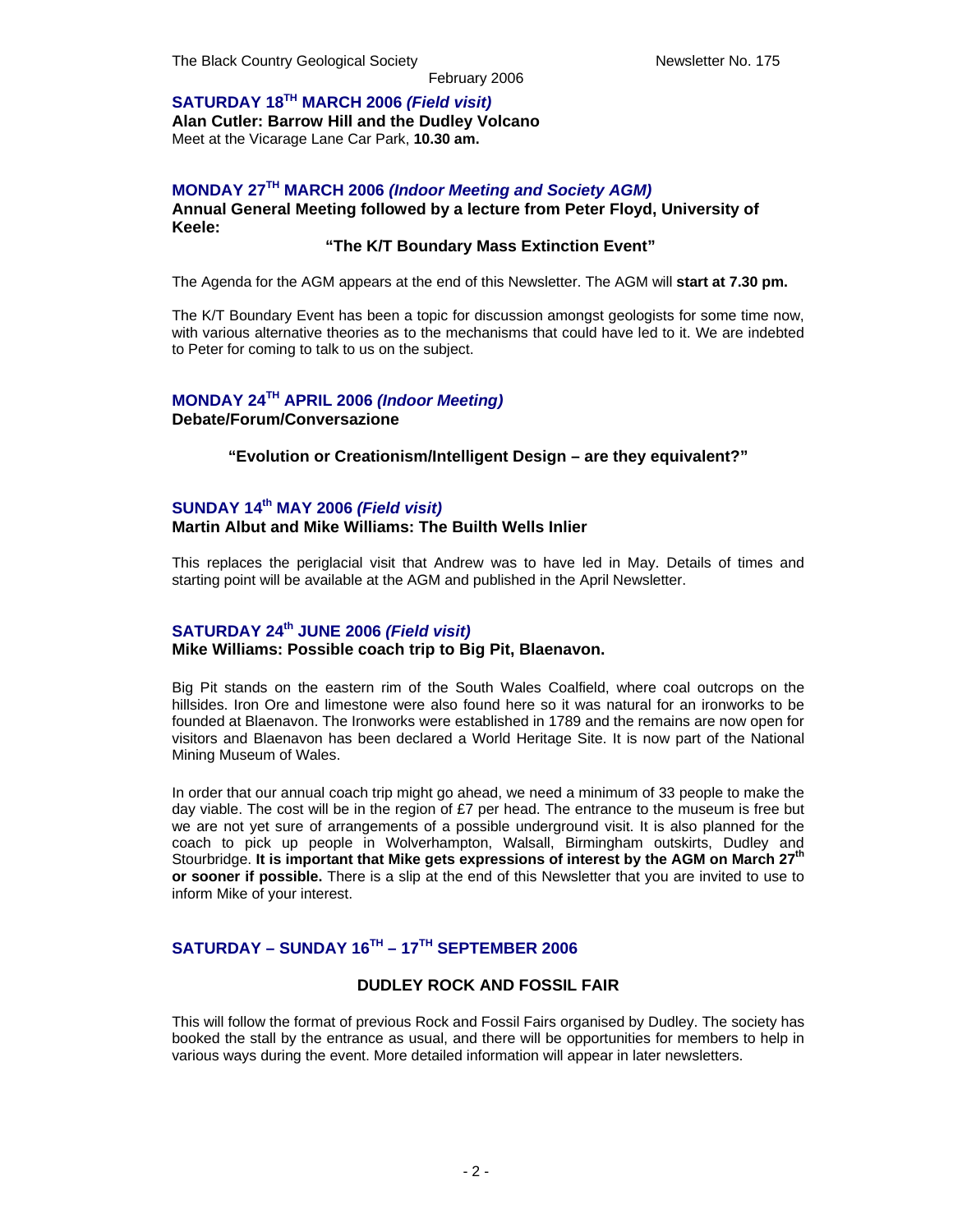## SATURDAY 18TH MARCH 2006 *(Field visit)*

**Alan Cutler: Barrow Hill and the Dudley Volcano**

Meet at the Vicarage Lane Car Park, **10.30 am.**

## MONDAY 27TH MARCH 2006 *(Indoor Meeting and Society AGM)*

**Annual General Meeting followed by a lecture from Peter Floyd, University of Keele:**

**"The K/T Boundary Mass Extinction Event"**

The Agenda for the AGM appears at the end of this Newsletter. The AGM will **start at 7.30 pm.**

The K/T Boundary Event has been a topic for discussion amongst geologists for some time now, with various alternative theories as to the mechanisms that could have led to it. We are indebted to Peter for coming to talk to us on the subject.

## MONDAY 24TH APRIL 2006 *(Indoor Meeting)*

**Debate/Forum/Conversazione**

**"Evolution or Creationism/Intelligent Design – are they equivalent?"**

## SUNDAY 14th MAY 2006 *(Field visit)*

**Martin Albut and Mike Williams: The Builth Wells Inlier**

This replaces the periglacial visit that Andrew was to have led in May. Details of times and starting point will be available at the AGM and published in the April Newsletter.

## SATURDAY 24th JUNE 2006 *(Field visit)*

**Mike Williams: Possible coach trip to Big Pit, Blaenavon.**

Big Pit stands on the eastern rim of the South Wales Coalfield, where coal outcrops on the hillsides. Iron Ore and limestone were also found here so it was natural for an ironworks to be founded at Blaenavon. The Ironworks were established in 1789 and the remains are now open for visitors and Blaenavon has been declared a World Heritage Site. It is now part of the National Mining Museum of Wales.

In order that our annual coach trip might go ahead, we need a minimum of 33 people to make the day viable. The cost will be in the region of £7 per head. The entrance to the museum is free but we are not yet sure of arrangements of a possible underground visit. It is also planned for the coach to pick up people in Wolverhampton, Walsall, Birmingham outskirts, Dudley and Stourbridge. **It is important that Mike gets expressions of interest by the AGM on March 27th or sooner if possible.** There is a slip at the end of this Newsletter that you are invited to use to inform Mike of your interest.

## SATURDAY – SUNDAY 16TH – 17TH SEPTEMBER 2006

**DUDLEY ROCK AND FOSSIL FAIR**

This will follow the format of previous Rock and Fossil Fairs organised by Dudley. The society has booked the stall by the entrance as usual, and there will be opportunities for members to help in various ways during the event. More detailed information will appear in later newsletters.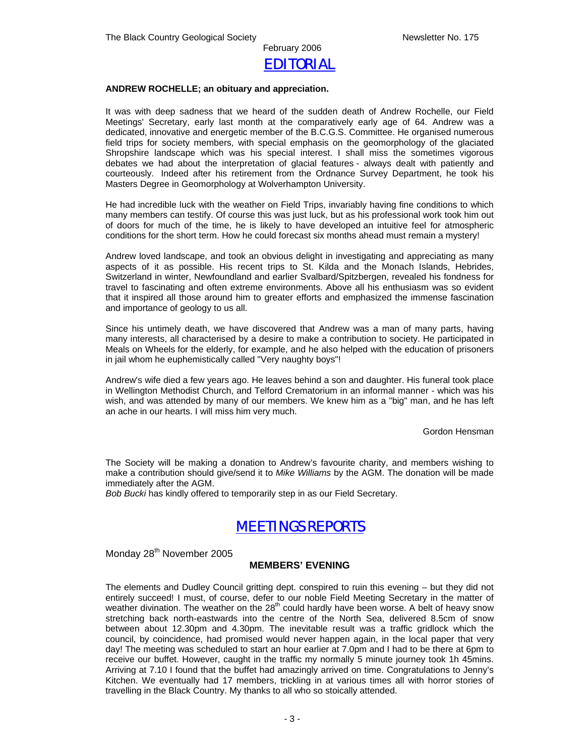February 2006

# EDITORIAL

**ANDREW ROCHELLE; an obituary and appreciation.**

It was with deep sadness that we heard of the sudden death of Andrew Rochelle, our Field Meetings' Secretary, early last month at the comparatively early age of 64. Andrew was a dedicated, innovative and energetic member of the B.C.G.S. Committee. He organised numerous field trips for society members, with special emphasis on the geomorphology of the glaciated Shropshire landscape which was his special interest. I shall miss the sometimes vigorous debates we had about the interpretation of glacial features - always dealt with patiently and courteously. Indeed after his retirement from the Ordnance Survey Department, he took his Masters Degree in Geomorphology at Wolverhampton University.

He had incredible luck with the weather on Field Trips, invariably having fine conditions to which many members can testify. Of course this was just luck, but as his professional work took him out of doors for much of the time, he is likely to have developed an intuitive feel for atmospheric conditions for the short term. How he could forecast six months ahead must remain a mystery!

Andrew loved landscape, and took an obvious delight in investigating and appreciating as many aspects of it as possible. His recent trips to St. Kilda and the Monach Islands, Hebrides, Switzerland in winter, Newfoundland and earlier Svalbard/Spitzbergen, revealed his fondness for travel to fascinating and often extreme environments. Above all his enthusiasm was so evident that it inspired all those around him to greater efforts and emphasized the immense fascination and importance of geology to us all.

Since his untimely death, we have discovered that Andrew was a man of many parts, having many interests, all characterised by a desire to make a contribution to society. He participated in Meals on Wheels for the elderly, for example, and he also helped with the education of prisoners in jail whom he euphemistically called "Very naughty boys"!

Andrew's wife died a few years ago. He leaves behind a son and daughter. His funeral took place in Wellington Methodist Church, and Telford Crematorium in an informal manner - which was his wish, and was attended by many of our members. We knew him as a "big" man, and he has left an ache in our hearts. I will miss him very much.

Gordon Hensman

The Society will be making a donation to Andrew's favourite charity, and members wishing to make a contribution should give/send it to *Mike Williams* by the AGM. The donation will be made immediately after the AGM.

*Bob Bucki* has kindly offered to temporarily step in as our Field Secretary.

# MEETINGS REPORTS

Monday 28th November 2005

### MEMBERS' EVENING

The elements and Dudley Council gritting dept. conspired to ruin this evening – but they did not entirely succeed! I must, of course, defer to our noble Field Meeting Secretary in the matter of weather divination. The weather on the 28th could hardly have been worse. A belt of heavy snow stretching back north-eastwards into the centre of the North Sea, delivered 8.5cm of snow between about 12.30pm and 4.30pm. The inevitable result was a traffic gridlock which the council, by coincidence, had promised would never happen again, in the local paper that very day! The meeting was scheduled to start an hour earlier at 7.0pm and I had to be there at 6pm to receive our buffet. However, caught in the traffic my normally 5 minute journey took 1h 45mins. Arriving at 7.10 I found that the buffet had amazingly arrived on time. Congratulations to Jenny's Kitchen. We eventually had 17 members, trickling in at various times all with horror stories of travelling in the Black Country. My thanks to all who so stoically attended.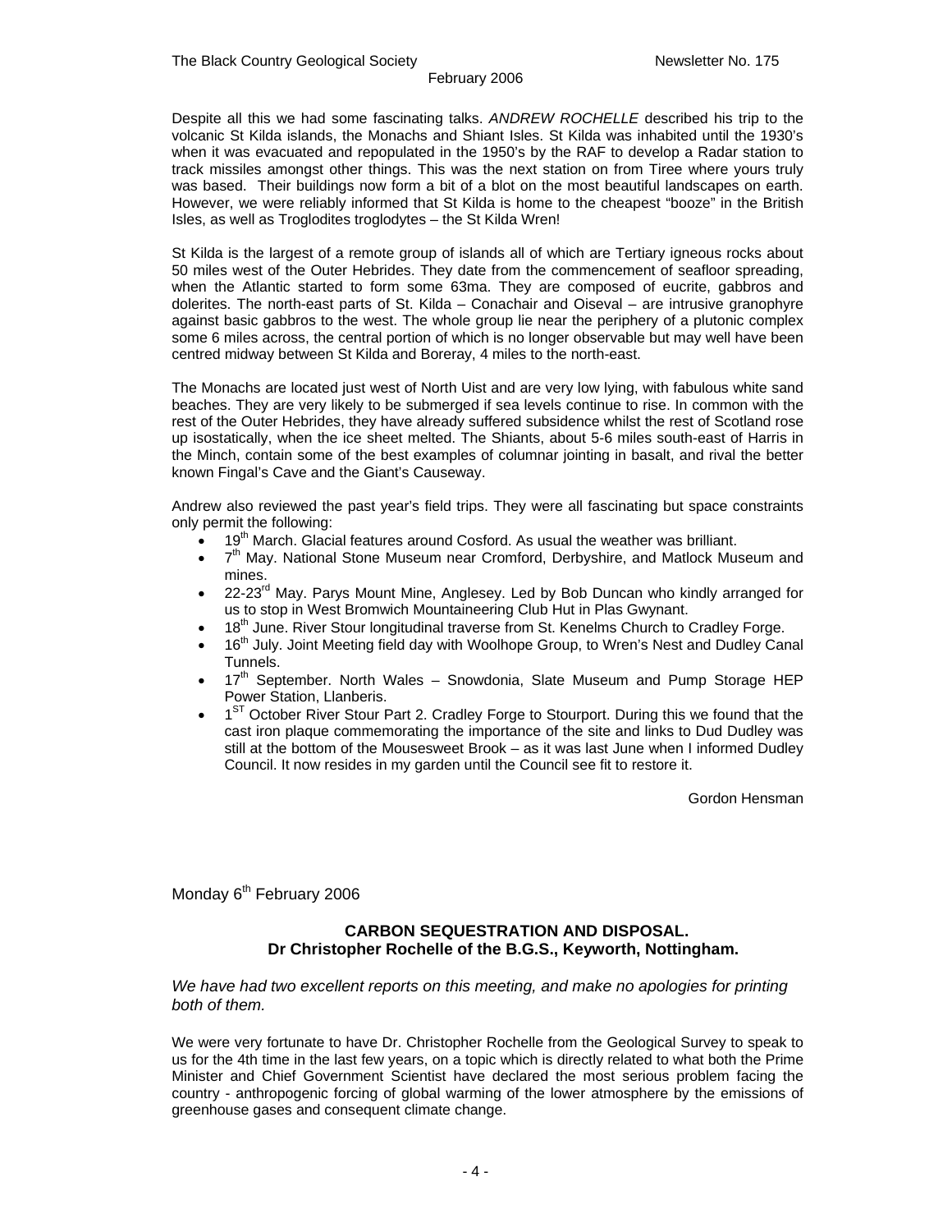Despite all this we had some fascinating talks. *ANDREW ROCHELLE* described his trip to the volcanic St Kilda islands, the Monachs and Shiant Isles. St Kilda was inhabited until the 1930's when it was evacuated and repopulated in the 1950's by the RAF to develop a Radar station to track missiles amongst other things. This was the next station on from Tiree where yours truly was based. Their buildings now form a bit of a blot on the most beautiful landscapes on earth. However, we were reliably informed that St Kilda is home to the cheapest "booze" in the British Isles, as well as Troglodites troglodytes – the St Kilda Wren!

St Kilda is the largest of a remote group of islands all of which are Tertiary igneous rocks about 50 miles west of the Outer Hebrides. They date from the commencement of seafloor spreading, when the Atlantic started to form some 63ma. They are composed of eucrite, gabbros and dolerites. The north-east parts of St. Kilda – Conachair and Oiseval – are intrusive granophyre against basic gabbros to the west. The whole group lie near the periphery of a plutonic complex some 6 miles across, the central portion of which is no longer observable but may well have been centred midway between St Kilda and Boreray, 4 miles to the north-east.

The Monachs are located just west of North Uist and are very low lying, with fabulous white sand beaches. They are very likely to be submerged if sea levels continue to rise. In common with the rest of the Outer Hebrides, they have already suffered subsidence whilst the rest of Scotland rose up isostatically, when the ice sheet melted. The Shiants, about 5-6 miles south-east of Harris in the Minch, contain some of the best examples of columnar jointing in basalt, and rival the better known Fingal's Cave and the Giant's Causeway.

Andrew also reviewed the past year's field trips. They were all fascinating but space constraints only permit the following:

- 19th March. Glacial features around Cosford. As usual the weather was brilliant.
- 7th May. National Stone Museum near Cromford, Derbyshire, and Matlock Museum and mines.
- 22-23rd May. Parys Mount Mine, Anglesey. Led by Bob Duncan who kindly arranged for us to stop in West Bromwich Mountaineering Club Hut in Plas Gwynant.
- 18th June. River Stour longitudinal traverse from St. Kenelms Church to Cradley Forge.
- 16th July. Joint Meeting field day with Woolhope Group, to Wren's Nest and Dudley Canal Tunnels.
- 17th September. North Wales – Snowdonia, Slate Museum and Pump Storage HEP Power Station, Llanberis.
- 1ST October River Stour Part 2. Cradley Forge to Stourport. During this we found that the cast iron plaque commemorating the importance of the site and links to Dud Dudley was still at the bottom of the Mousesweet Brook – as it was last June when I informed Dudley Council. It now resides in my garden until the Council see fit to restore it.

Gordon Hensman

Monday 6th February 2006

**CARBON SEQUESTRATION AND DISPOSAL.**
**Dr Christopher Rochelle of the B.G.S., Keyworth, Nottingham.**

*We have had two excellent reports on this meeting, and make no apologies for printing both of them.*

We were very fortunate to have Dr. Christopher Rochelle from the Geological Survey to speak to us for the 4th time in the last few years, on a topic which is directly related to what both the Prime Minister and Chief Government Scientist have declared the most serious problem facing the country - anthropogenic forcing of global warming of the lower atmosphere by the emissions of greenhouse gases and consequent climate change.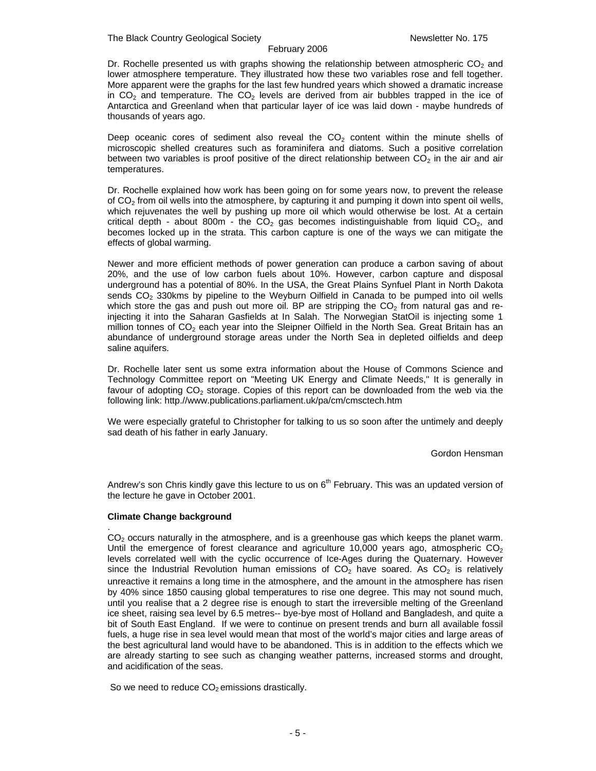Dr. Rochelle presented us with graphs showing the relationship between atmospheric $CO_2$ and lower atmosphere temperature. They illustrated how these two variables rose and fell together. More apparent were the graphs for the last few hundred years which showed a dramatic increase in $CO_2$ and temperature. The $CO_2$ levels are derived from air bubbles trapped in the ice of Antarctica and Greenland when that particular layer of ice was laid down - maybe hundreds of thousands of years ago.

Deep oceanic cores of sediment also reveal the $CO_2$ content within the minute shells of microscopic shelled creatures such as foraminifera and diatoms. Such a positive correlation between two variables is proof positive of the direct relationship between $CO_2$ in the air and air temperatures.

Dr. Rochelle explained how work has been going on for some years now, to prevent the release of $CO_2$ from oil wells into the atmosphere, by capturing it and pumping it down into spent oil wells, which rejuvenates the well by pushing up more oil which would otherwise be lost. At a certain critical depth - about 800m - the $CO_2$ gas becomes indistinguishable from liquid $CO_2$, and becomes locked up in the strata. This carbon capture is one of the ways we can mitigate the effects of global warming.

Newer and more efficient methods of power generation can produce a carbon saving of about 20%, and the use of low carbon fuels about 10%. However, carbon capture and disposal underground has a potential of 80%. In the USA, the Great Plains Synfuel Plant in North Dakota sends $CO_2$ 330kms by pipeline to the Weyburn Oilfield in Canada to be pumped into oil wells which store the gas and push out more oil. BP are stripping the $CO_2$ from natural gas and re-injecting it into the Saharan Gasfields at In Salah. The Norwegian StatOil is injecting some 1 million tonnes of $CO_2$ each year into the Sleipner Oilfield in the North Sea. Great Britain has an abundance of underground storage areas under the North Sea in depleted oilfields and deep saline aquifers.

Dr. Rochelle later sent us some extra information about the House of Commons Science and Technology Committee report on "Meeting UK Energy and Climate Needs," It is generally in favour of adopting $CO_2$ storage. Copies of this report can be downloaded from the web via the following link: http.//www.publications.parliament.uk/pa/cm/cmsctech.htm

We were especially grateful to Christopher for talking to us so soon after the untimely and deeply sad death of his father in early January.

Gordon Hensman

Andrew's son Chris kindly gave this lecture to us on 6th February. This was an updated version of the lecture he gave in October 2001.

**Climate Change background**

.
$CO_2$ occurs naturally in the atmosphere, and is a greenhouse gas which keeps the planet warm. Until the emergence of forest clearance and agriculture 10,000 years ago, atmospheric $CO_2$ levels correlated well with the cyclic occurrence of Ice-Ages during the Quaternary. However since the Industrial Revolution human emissions of $CO_2$ have soared. As $CO_2$ is relatively unreactive it remains a long time in the atmosphere, and the amount in the atmosphere has risen by 40% since 1850 causing global temperatures to rise one degree. This may not sound much, until you realise that a 2 degree rise is enough to start the irreversible melting of the Greenland ice sheet, raising sea level by 6.5 metres-- bye-bye most of Holland and Bangladesh, and quite a bit of South East England. If we were to continue on present trends and burn all available fossil fuels, a huge rise in sea level would mean that most of the world's major cities and large areas of the best agricultural land would have to be abandoned. This is in addition to the effects which we are already starting to see such as changing weather patterns, increased storms and drought, and acidification of the seas.

So we need to reduce $CO_2$ emissions drastically.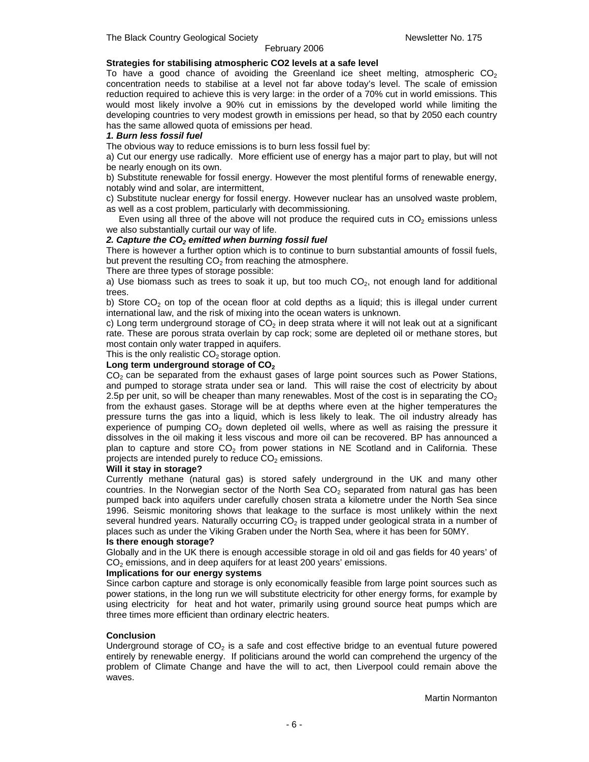**Strategies for stabilising atmospheric CO2 levels at a safe level**

To have a good chance of avoiding the Greenland ice sheet melting, atmospheric $CO_2$ concentration needs to stabilise at a level not far above today's level. The scale of emission reduction required to achieve this is very large: in the order of a 70% cut in world emissions. This would most likely involve a 90% cut in emissions by the developed world while limiting the developing countries to very modest growth in emissions per head, so that by 2050 each country has the same allowed quota of emissions per head.

***1. Burn less fossil fuel***

The obvious way to reduce emissions is to burn less fossil fuel by:

a) Cut our energy use radically. More efficient use of energy has a major part to play, but will not be nearly enough on its own.

b) Substitute renewable for fossil energy. However the most plentiful forms of renewable energy, notably wind and solar, are intermittent,

c) Substitute nuclear energy for fossil energy. However nuclear has an unsolved waste problem, as well as a cost problem, particularly with decommissioning.

Even using all three of the above will not produce the required cuts in $CO_2$ emissions unless we also substantially curtail our way of life.

***2. Capture the $CO_2$ emitted when burning fossil fuel***

There is however a further option which is to continue to burn substantial amounts of fossil fuels, but prevent the resulting $CO_2$ from reaching the atmosphere.

There are three types of storage possible:

a) Use biomass such as trees to soak it up, but too much $CO_2$, not enough land for additional trees.

b) Store $CO_2$ on top of the ocean floor at cold depths as a liquid; this is illegal under current international law, and the risk of mixing into the ocean waters is unknown.

c) Long term underground storage of $CO_2$ in deep strata where it will not leak out at a significant rate. These are porous strata overlain by cap rock; some are depleted oil or methane stores, but most contain only water trapped in aquifers.

This is the only realistic $CO_2$ storage option.

**Long term underground storage of $CO_2$**

$CO_2$ can be separated from the exhaust gases of large point sources such as Power Stations, and pumped to storage strata under sea or land. This will raise the cost of electricity by about 2.5p per unit, so will be cheaper than many renewables. Most of the cost is in separating the $CO_2$ from the exhaust gases. Storage will be at depths where even at the higher temperatures the pressure turns the gas into a liquid, which is less likely to leak. The oil industry already has experience of pumping $CO_2$ down depleted oil wells, where as well as raising the pressure it dissolves in the oil making it less viscous and more oil can be recovered. BP has announced a plan to capture and store $CO_2$ from power stations in NE Scotland and in California. These projects are intended purely to reduce $CO_2$ emissions.

**Will it stay in storage?**

Currently methane (natural gas) is stored safely underground in the UK and many other countries. In the Norwegian sector of the North Sea $CO_2$ separated from natural gas has been pumped back into aquifers under carefully chosen strata a kilometre under the North Sea since 1996. Seismic monitoring shows that leakage to the surface is most unlikely within the next several hundred years. Naturally occurring $CO_2$ is trapped under geological strata in a number of places such as under the Viking Graben under the North Sea, where it has been for 50MY.

**Is there enough storage?**

Globally and in the UK there is enough accessible storage in old oil and gas fields for 40 years' of $CO_2$ emissions, and in deep aquifers for at least 200 years' emissions.

**Implications for our energy systems**

Since carbon capture and storage is only economically feasible from large point sources such as power stations, in the long run we will substitute electricity for other energy forms, for example by using electricity for heat and hot water, primarily using ground source heat pumps which are three times more efficient than ordinary electric heaters.

**Conclusion**

Underground storage of $CO_2$ is a safe and cost effective bridge to an eventual future powered entirely by renewable energy. If politicians around the world can comprehend the urgency of the problem of Climate Change and have the will to act, then Liverpool could remain above the waves.

Martin Normanton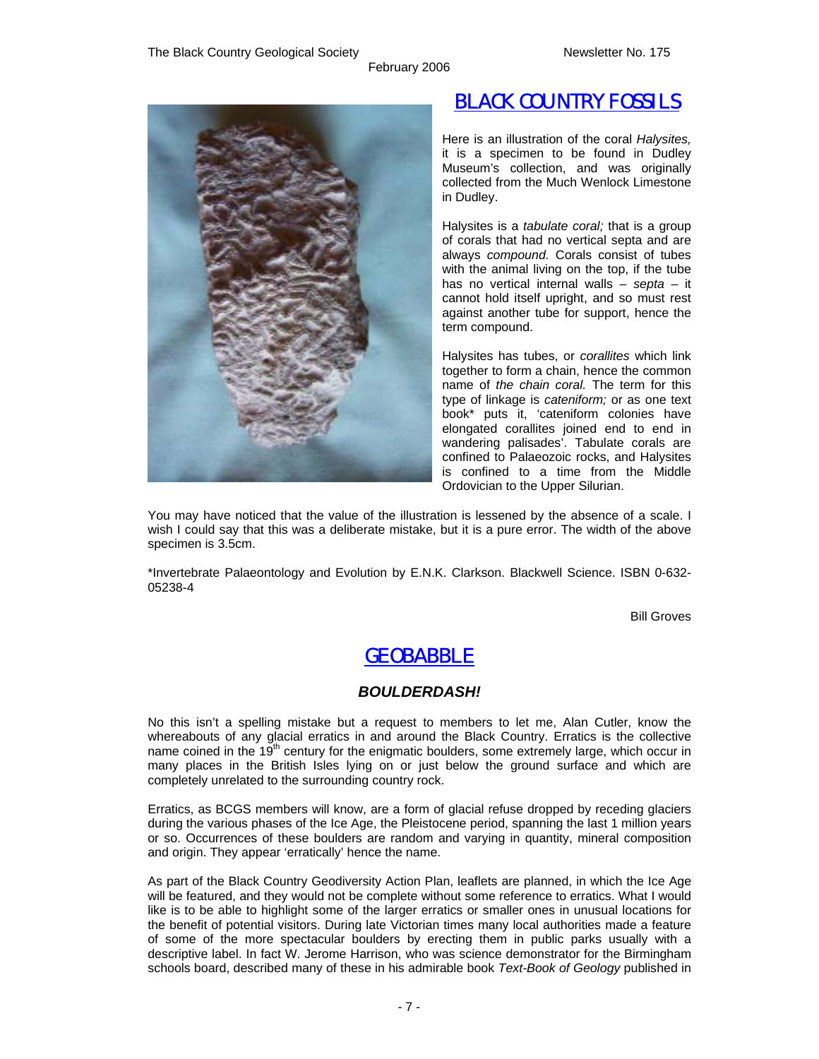## BLACK COUNTRY FOSSILS

Here is an illustration of the coral *Halysites,* it is a specimen to be found in Dudley Museum's collection, and was originally collected from the Much Wenlock Limestone in Dudley.

Halysites is a *tabulate coral;* that is a group of corals that had no vertical septa and are always *compound.* Corals consist of tubes with the animal living on the top, if the tube has no vertical internal walls – *septa* – it cannot hold itself upright, and so must rest against another tube for support, hence the term compound.

Halysites has tubes, or *corallites* which link together to form a chain, hence the common name of *the chain coral.* The term for this type of linkage is *cateniform;* or as one text book* puts it, 'cateniform colonies have elongated corallites joined end to end in wandering palisades'. Tabulate corals are confined to Palaeozoic rocks, and Halysites is confined to a time from the Middle Ordovician to the Upper Silurian.

You may have noticed that the value of the illustration is lessened by the absence of a scale. I wish I could say that this was a deliberate mistake, but it is a pure error. The width of the above specimen is 3.5cm.

*Invertebrate Palaeontology and Evolution by E.N.K. Clarkson. Blackwell Science. ISBN 0-632-05238-4

Bill Groves

## GEOBABBLE

### *BOULDERDASH!*

No this isn't a spelling mistake but a request to members to let me, Alan Cutler, know the whereabouts of any glacial erratics in and around the Black Country. Erratics is the collective name coined in the 19th century for the enigmatic boulders, some extremely large, which occur in many places in the British Isles lying on or just below the ground surface and which are completely unrelated to the surrounding country rock.

Erratics, as BCGS members will know, are a form of glacial refuse dropped by receding glaciers during the various phases of the Ice Age, the Pleistocene period, spanning the last 1 million years or so. Occurrences of these boulders are random and varying in quantity, mineral composition and origin. They appear 'erratically' hence the name.

As part of the Black Country Geodiversity Action Plan, leaflets are planned, in which the Ice Age will be featured, and they would not be complete without some reference to erratics. What I would like is to be able to highlight some of the larger erratics or smaller ones in unusual locations for the benefit of potential visitors. During late Victorian times many local authorities made a feature of some of the more spectacular boulders by erecting them in public parks usually with a descriptive label. In fact W. Jerome Harrison, who was science demonstrator for the Birmingham schools board, described many of these in his admirable book *Text-Book of Geology* published in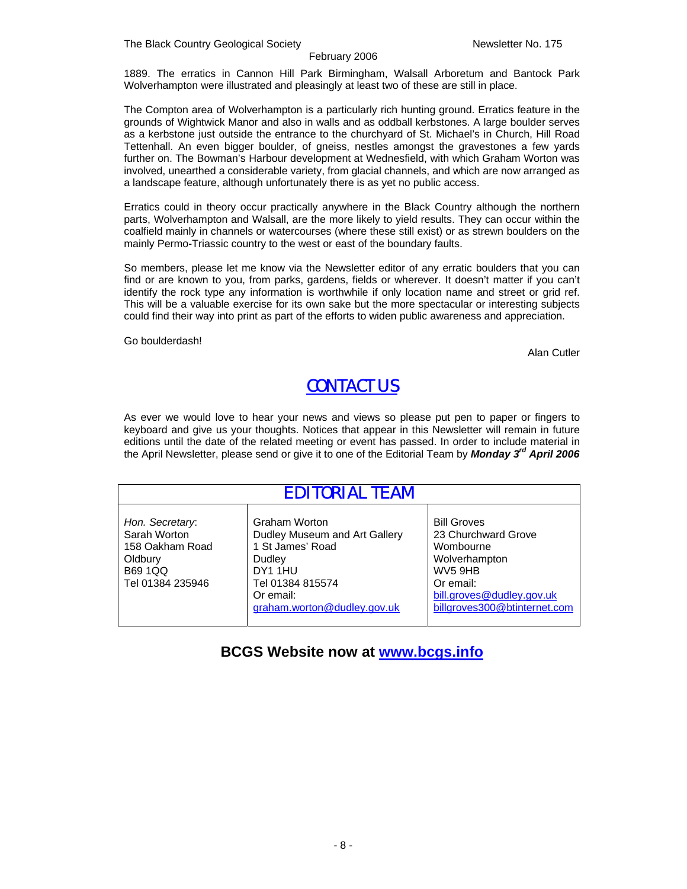1889. The erratics in Cannon Hill Park Birmingham, Walsall Arboretum and Bantock Park Wolverhampton were illustrated and pleasingly at least two of these are still in place.

The Compton area of Wolverhampton is a particularly rich hunting ground. Erratics feature in the grounds of Wightwick Manor and also in walls and as oddball kerbstones. A large boulder serves as a kerbstone just outside the entrance to the churchyard of St. Michael's in Church, Hill Road Tettenhall. An even bigger boulder, of gneiss, nestles amongst the gravestones a few yards further on. The Bowman's Harbour development at Wednesfield, with which Graham Worton was involved, unearthed a considerable variety, from glacial channels, and which are now arranged as a landscape feature, although unfortunately there is as yet no public access.

Erratics could in theory occur practically anywhere in the Black Country although the northern parts, Wolverhampton and Walsall, are the more likely to yield results. They can occur within the coalfield mainly in channels or watercourses (where these still exist) or as strewn boulders on the mainly Permo-Triassic country to the west or east of the boundary faults.

So members, please let me know via the Newsletter editor of any erratic boulders that you can find or are known to you, from parks, gardens, fields or wherever. It doesn't matter if you can't identify the rock type any information is worthwhile if only location name and street or grid ref. This will be a valuable exercise for its own sake but the more spectacular or interesting subjects could find their way into print as part of the efforts to widen public awareness and appreciation.

Go boulderdash!

Alan Cutler

## CONTACT US

As ever we would love to hear your news and views so please put pen to paper or fingers to keyboard and give us your thoughts. Notices that appear in this Newsletter will remain in future editions until the date of the related meeting or event has passed. In order to include material in the April Newsletter, please send or give it to one of the Editorial Team by ***Monday 3rd April 2006***

| EDITORIAL TEAM | | |
|---|---|---|
| *Hon. Secretary*:<br>Sarah Worton<br>158 Oakham Road<br>Oldbury<br>B69 1QQ<br>Tel 01384 235946 | Graham Worton<br>Dudley Museum and Art Gallery<br>1 St James' Road<br>Dudley<br>DY1 1HU<br>Tel 01384 815574<br>Or email:<br>graham.worton@dudley.gov.uk | Bill Groves<br>23 Churchward Grove<br>Wombourne<br>Wolverhampton<br>WV5 9HB<br>Or email:<br>bill.groves@dudley.gov.uk<br>billgroves300@btinternet.com |

**BCGS Website now at www.bcgs.info**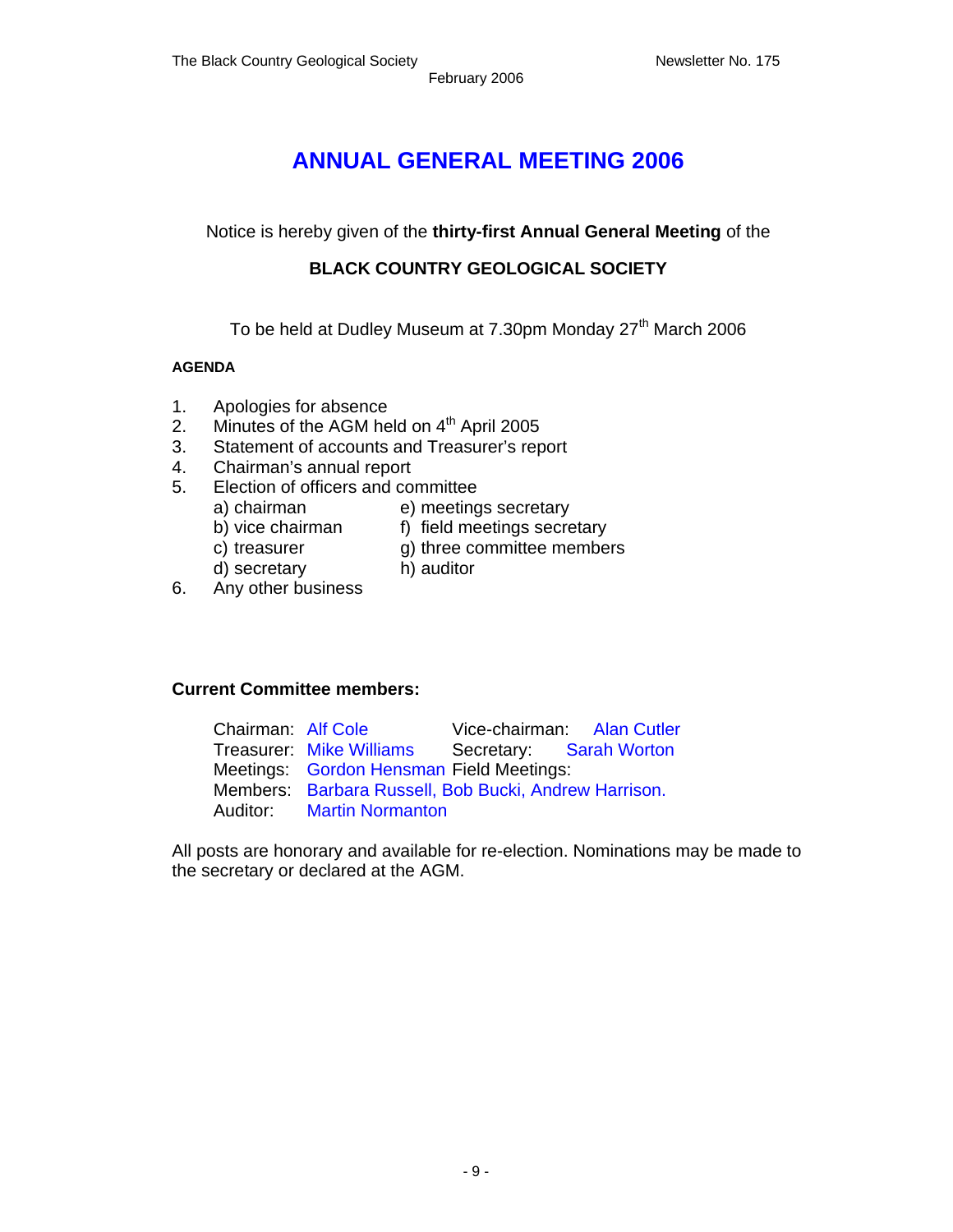# ANNUAL GENERAL MEETING 2006

Notice is hereby given of the **thirty-first Annual General Meeting** of the

**BLACK COUNTRY GEOLOGICAL SOCIETY**

To be held at Dudley Museum at 7.30pm Monday 27th March 2006

**AGENDA**

1. Apologies for absence
2. Minutes of the AGM held on 4th April 2005
3. Statement of accounts and Treasurer's report
4. Chairman's annual report
5. Election of officers and committee
   - a) chairman
   - b) vice chairman
   - c) treasurer
   - d) secretary
   - e) meetings secretary
   - f) field meetings secretary
   - g) three committee members
   - h) auditor
6. Any other business

**Current Committee members:**

Chairman: Alf Cole  
Vice-chairman: Alan Cutler  
Treasurer: Mike Williams  
Secretary: Sarah Worton  
Meetings: Gordon Hensman  
Field Meetings:  
Members: Barbara Russell, Bob Bucki, Andrew Harrison.  
Auditor: Martin Normanton

All posts are honorary and available for re-election. Nominations may be made to the secretary or declared at the AGM.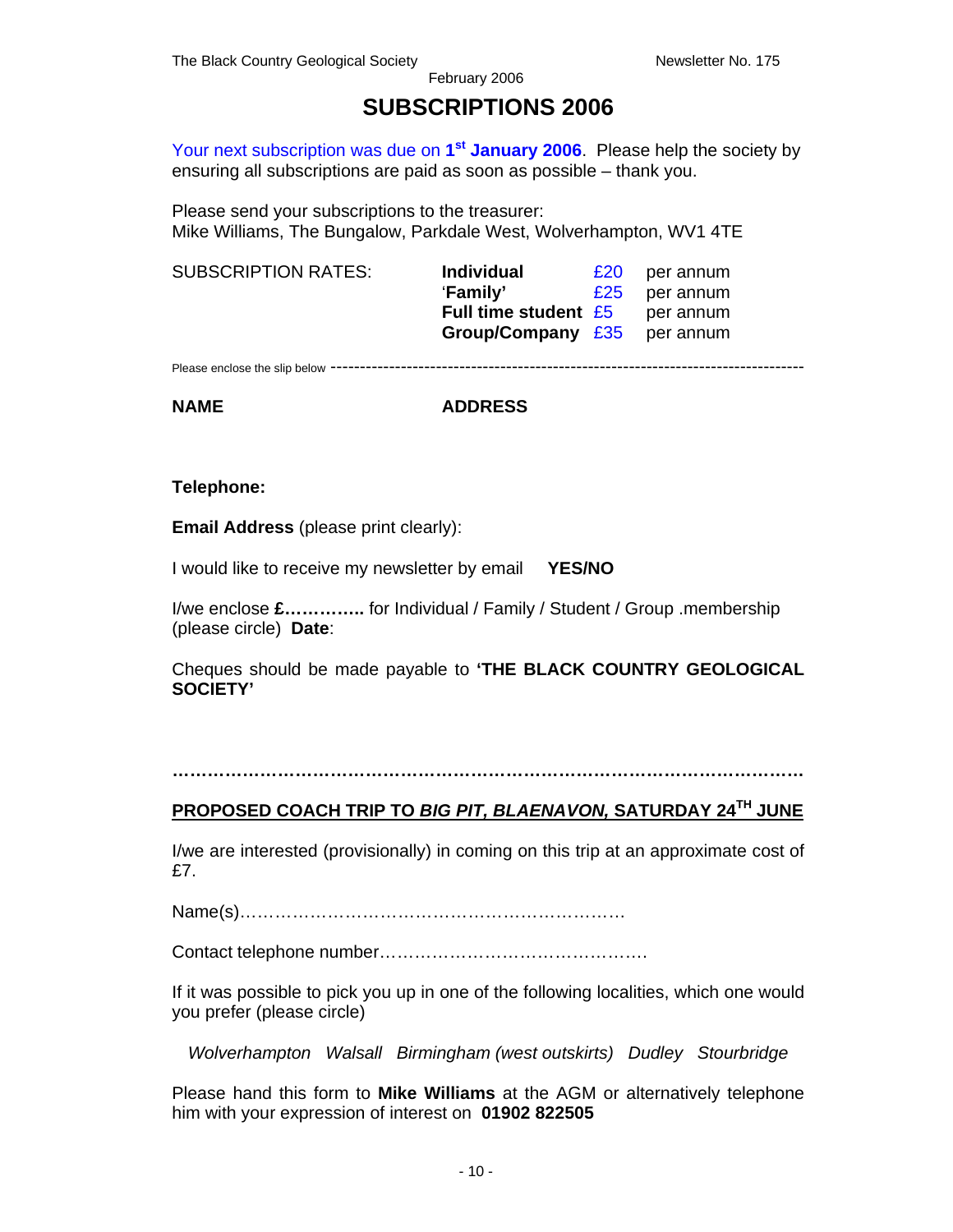# SUBSCRIPTIONS 2006

Your next subscription was due on **1st January 2006**. Please help the society by ensuring all subscriptions are paid as soon as possible – thank you.

Please send your subscriptions to the treasurer:
Mike Williams, The Bungalow, Parkdale West, Wolverhampton, WV1 4TE

| | | | |
|---|---|---|---|
| SUBSCRIPTION RATES: | **Individual** | £20 | per annum |
| | '**Family**' | £25 | per annum |
| | **Full time student** | £5 | per annum |
| | **Group/Company** | £35 | per annum |

Please enclose the slip below -----------------------------------------------------------------------------

**NAME** **ADDRESS**

**Telephone:**

**Email Address** (please print clearly):

I would like to receive my newsletter by email **YES/NO**

I/we enclose **£…………..** for Individual / Family / Student / Group .membership (please circle) **Date**:

Cheques should be made payable to **'THE BLACK COUNTRY GEOLOGICAL SOCIETY'**

**…………………………………………………………………………………………**

## PROPOSED COACH TRIP TO *BIG PIT, BLAENAVON,* SATURDAY 24TH JUNE

I/we are interested (provisionally) in coming on this trip at an approximate cost of £7.

Name(s)…………………………………………………………

Contact telephone number……………………………………….

If it was possible to pick you up in one of the following localities, which one would you prefer (please circle)

*Wolverhampton Walsall Birmingham (west outskirts) Dudley Stourbridge*

Please hand this form to **Mike Williams** at the AGM or alternatively telephone him with your expression of interest on **01902 822505**